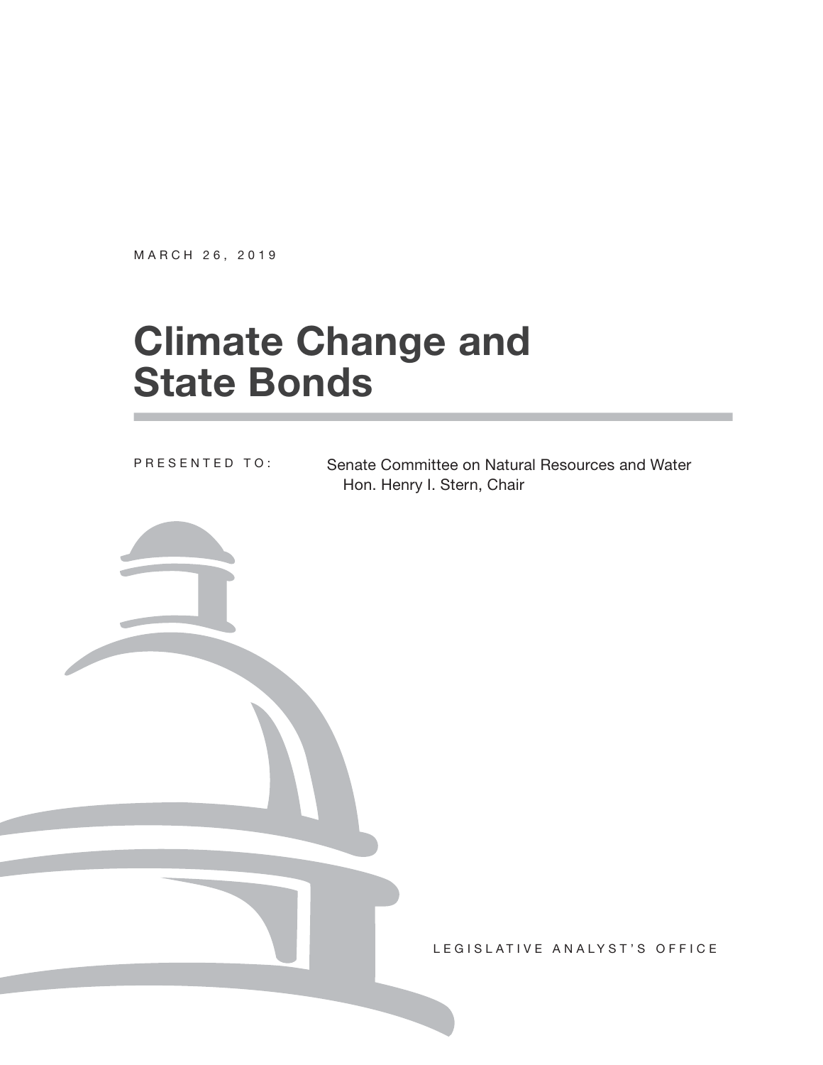MARCH 26, 2019

# Climate Change and State Bonds

PRESENTED TO: Senate Committee on Natural Resources and Water
Hon. Henry I. Stern, Chair

LEGISLATIVE ANALYST'S OFFICE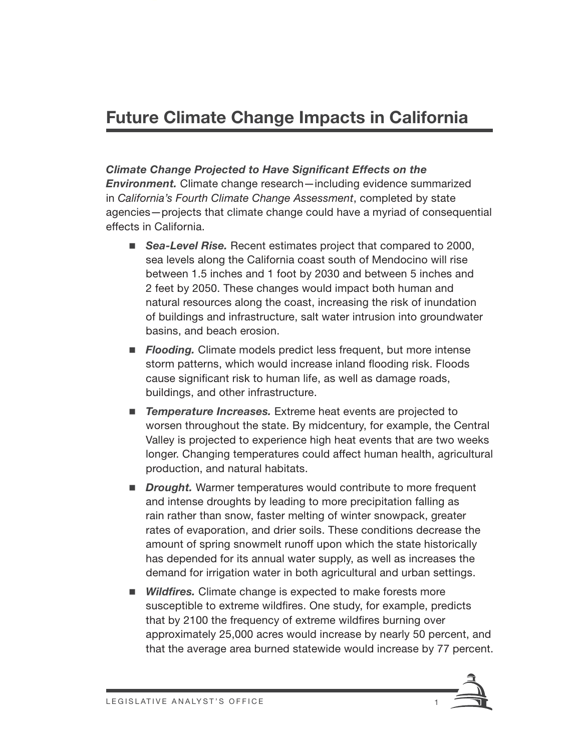## Future Climate Change Impacts in California

***Climate Change Projected to Have Significant Effects on the Environment.*** Climate change research—including evidence summarized in *California's Fourth Climate Change Assessment*, completed by state agencies—projects that climate change could have a myriad of consequential effects in California.

- ***Sea-Level Rise.*** Recent estimates project that compared to 2000, sea levels along the California coast south of Mendocino will rise between 1.5 inches and 1 foot by 2030 and between 5 inches and 2 feet by 2050. These changes would impact both human and natural resources along the coast, increasing the risk of inundation of buildings and infrastructure, salt water intrusion into groundwater basins, and beach erosion.
- ***Flooding.*** Climate models predict less frequent, but more intense storm patterns, which would increase inland flooding risk. Floods cause significant risk to human life, as well as damage roads, buildings, and other infrastructure.
- ***Temperature Increases.*** Extreme heat events are projected to worsen throughout the state. By midcentury, for example, the Central Valley is projected to experience high heat events that are two weeks longer. Changing temperatures could affect human health, agricultural production, and natural habitats.
- ***Drought.*** Warmer temperatures would contribute to more frequent and intense droughts by leading to more precipitation falling as rain rather than snow, faster melting of winter snowpack, greater rates of evaporation, and drier soils. These conditions decrease the amount of spring snowmelt runoff upon which the state historically has depended for its annual water supply, as well as increases the demand for irrigation water in both agricultural and urban settings.
- ***Wildfires.*** Climate change is expected to make forests more susceptible to extreme wildfires. One study, for example, predicts that by 2100 the frequency of extreme wildfires burning over approximately 25,000 acres would increase by nearly 50 percent, and that the average area burned statewide would increase by 77 percent.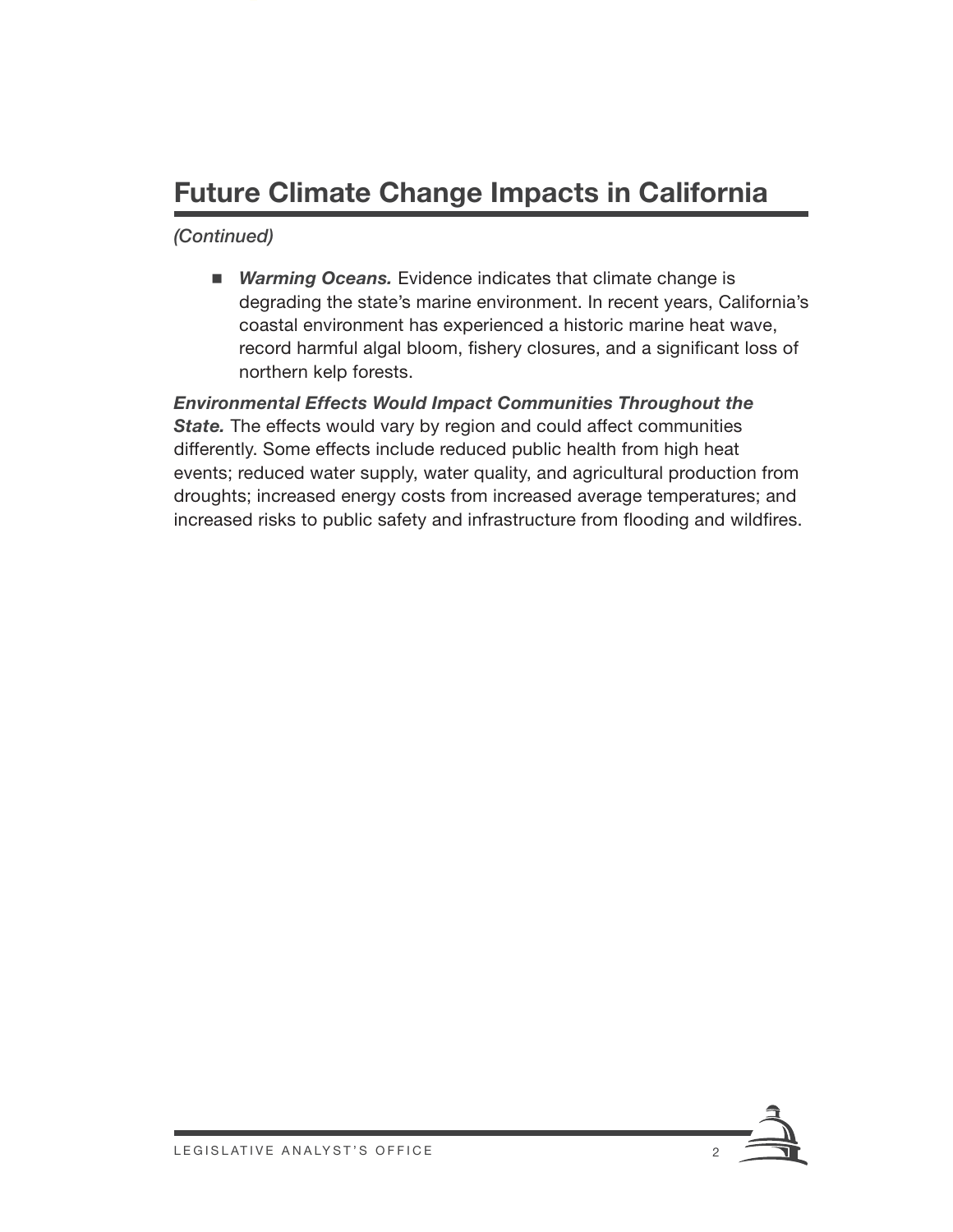## Future Climate Change Impacts in California

*(Continued)*

- ***Warming Oceans.*** Evidence indicates that climate change is degrading the state's marine environment. In recent years, California's coastal environment has experienced a historic marine heat wave, record harmful algal bloom, fishery closures, and a significant loss of northern kelp forests.

***Environmental Effects Would Impact Communities Throughout the State.*** The effects would vary by region and could affect communities differently. Some effects include reduced public health from high heat events; reduced water supply, water quality, and agricultural production from droughts; increased energy costs from increased average temperatures; and increased risks to public safety and infrastructure from flooding and wildfires.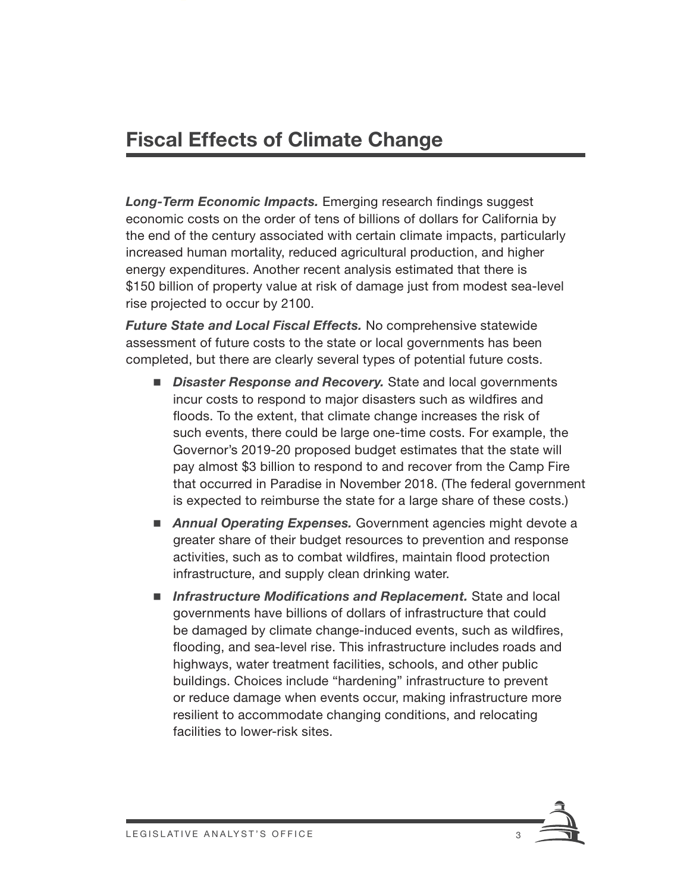# Fiscal Effects of Climate Change

***Long-Term Economic Impacts.*** Emerging research findings suggest economic costs on the order of tens of billions of dollars for California by the end of the century associated with certain climate impacts, particularly increased human mortality, reduced agricultural production, and higher energy expenditures. Another recent analysis estimated that there is $150 billion of property value at risk of damage just from modest sea-level rise projected to occur by 2100.

***Future State and Local Fiscal Effects.*** No comprehensive statewide assessment of future costs to the state or local governments has been completed, but there are clearly several types of potential future costs.

- ***Disaster Response and Recovery.*** State and local governments incur costs to respond to major disasters such as wildfires and floods. To the extent, that climate change increases the risk of such events, there could be large one-time costs. For example, the Governor's 2019-20 proposed budget estimates that the state will pay almost $3 billion to respond to and recover from the Camp Fire that occurred in Paradise in November 2018. (The federal government is expected to reimburse the state for a large share of these costs.)
- ***Annual Operating Expenses.*** Government agencies might devote a greater share of their budget resources to prevention and response activities, such as to combat wildfires, maintain flood protection infrastructure, and supply clean drinking water.
- ***Infrastructure Modifications and Replacement.*** State and local governments have billions of dollars of infrastructure that could be damaged by climate change-induced events, such as wildfires, flooding, and sea-level rise. This infrastructure includes roads and highways, water treatment facilities, schools, and other public buildings. Choices include "hardening" infrastructure to prevent or reduce damage when events occur, making infrastructure more resilient to accommodate changing conditions, and relocating facilities to lower-risk sites.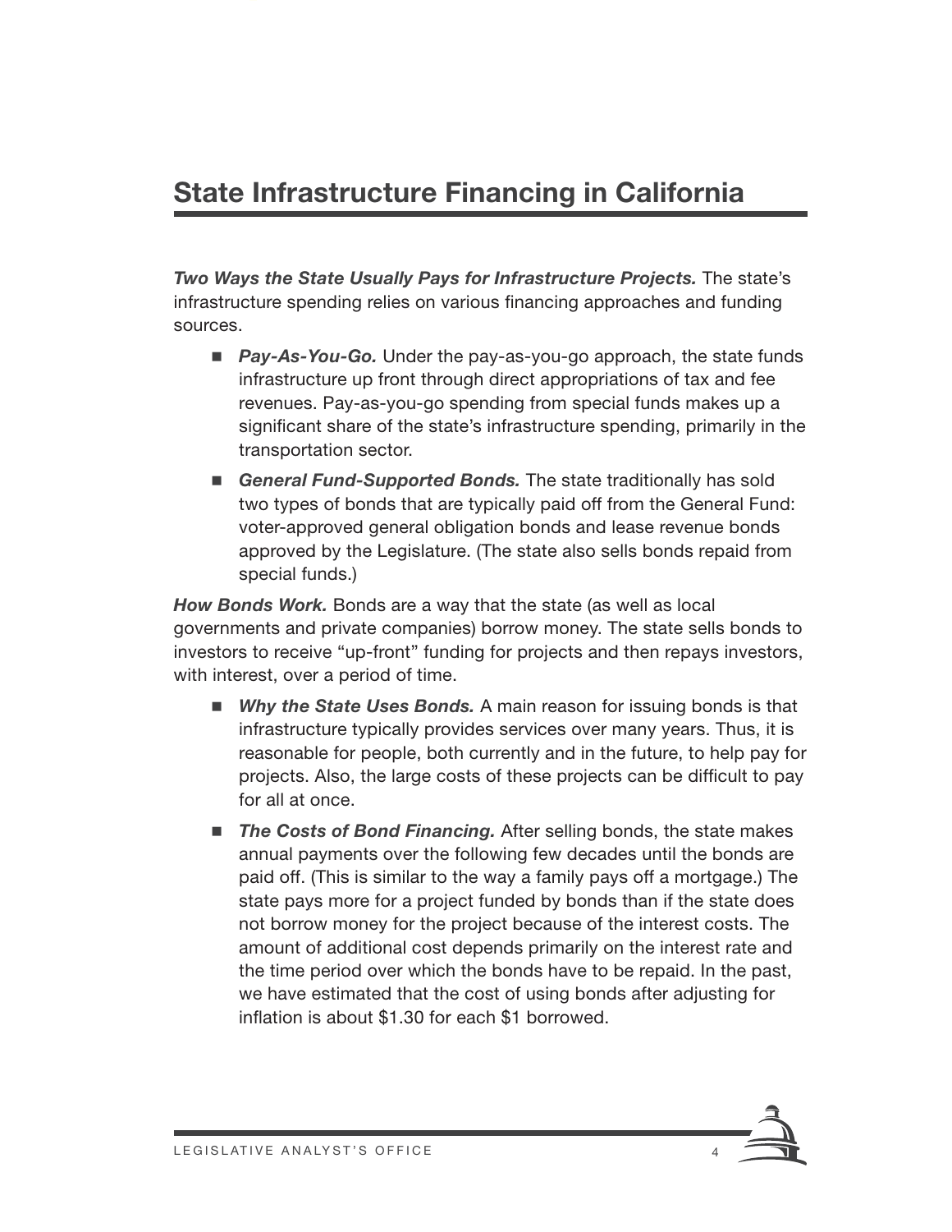# State Infrastructure Financing in California

***Two Ways the State Usually Pays for Infrastructure Projects.*** The state's infrastructure spending relies on various financing approaches and funding sources.

- ***Pay-As-You-Go.*** Under the pay-as-you-go approach, the state funds infrastructure up front through direct appropriations of tax and fee revenues. Pay-as-you-go spending from special funds makes up a significant share of the state's infrastructure spending, primarily in the transportation sector.
- ***General Fund-Supported Bonds.*** The state traditionally has sold two types of bonds that are typically paid off from the General Fund: voter-approved general obligation bonds and lease revenue bonds approved by the Legislature. (The state also sells bonds repaid from special funds.)

***How Bonds Work.*** Bonds are a way that the state (as well as local governments and private companies) borrow money. The state sells bonds to investors to receive "up-front" funding for projects and then repays investors, with interest, over a period of time.

- ***Why the State Uses Bonds.*** A main reason for issuing bonds is that infrastructure typically provides services over many years. Thus, it is reasonable for people, both currently and in the future, to help pay for projects. Also, the large costs of these projects can be difficult to pay for all at once.
- ***The Costs of Bond Financing.*** After selling bonds, the state makes annual payments over the following few decades until the bonds are paid off. (This is similar to the way a family pays off a mortgage.) The state pays more for a project funded by bonds than if the state does not borrow money for the project because of the interest costs. The amount of additional cost depends primarily on the interest rate and the time period over which the bonds have to be repaid. In the past, we have estimated that the cost of using bonds after adjusting for inflation is about $1.30 for each $1 borrowed.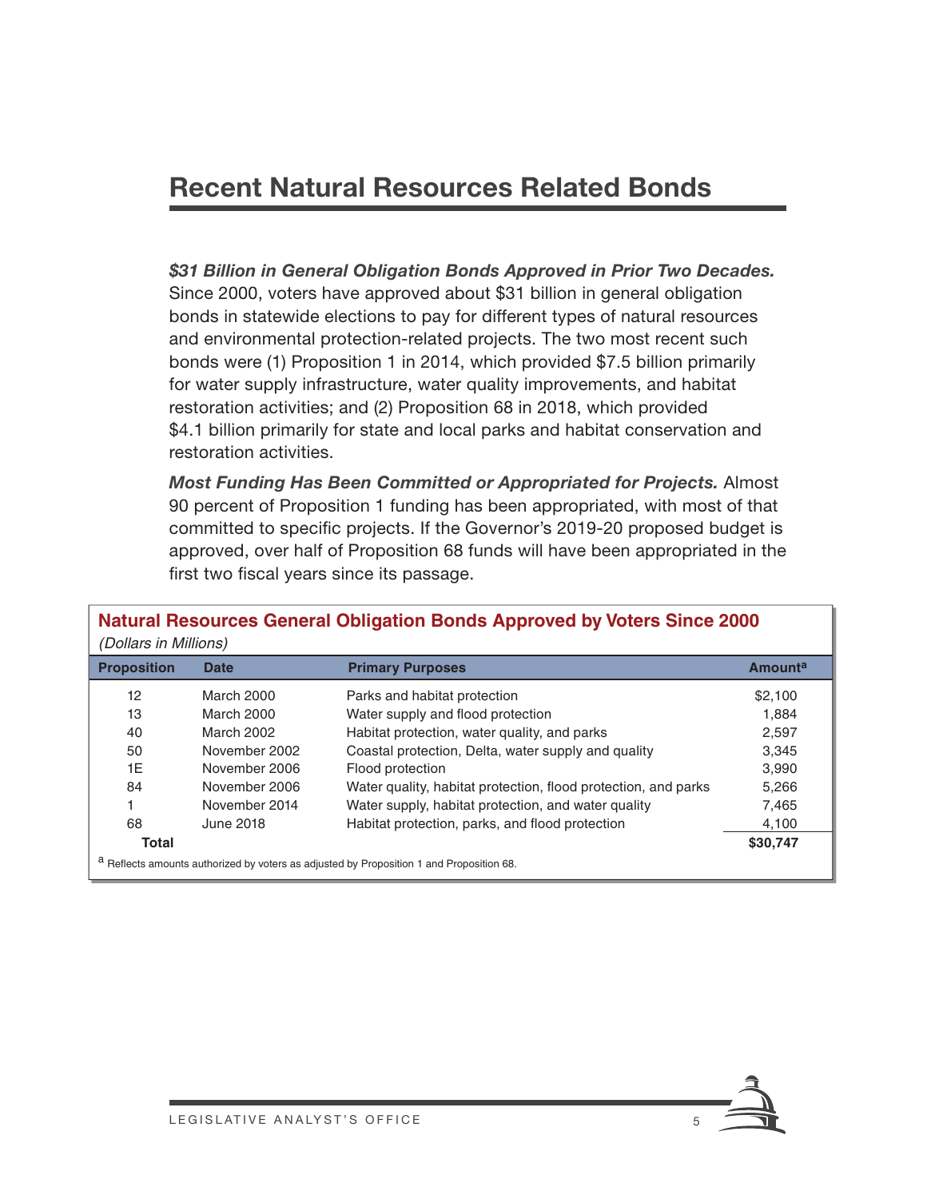# Recent Natural Resources Related Bonds

***$31 Billion in General Obligation Bonds Approved in Prior Two Decades.*** Since 2000, voters have approved about $31 billion in general obligation bonds in statewide elections to pay for different types of natural resources and environmental protection-related projects. The two most recent such bonds were (1) Proposition 1 in 2014, which provided $7.5 billion primarily for water supply infrastructure, water quality improvements, and habitat restoration activities; and (2) Proposition 68 in 2018, which provided $4.1 billion primarily for state and local parks and habitat conservation and restoration activities.

***Most Funding Has Been Committed or Appropriated for Projects.*** Almost 90 percent of Proposition 1 funding has been appropriated, with most of that committed to specific projects. If the Governor's 2019-20 proposed budget is approved, over half of Proposition 68 funds will have been appropriated in the first two fiscal years since its passage.

**Natural Resources General Obligation Bonds Approved by Voters Since 2000**

*(Dollars in Millions)*

| Proposition | Date | Primary Purposes | Amount[a] |
|---|---|---|---|
| 12 | March 2000 | Parks and habitat protection | $2,100 |
| 13 | March 2000 | Water supply and flood protection | 1,884 |
| 40 | March 2002 | Habitat protection, water quality, and parks | 2,597 |
| 50 | November 2002 | Coastal protection, Delta, water supply and quality | 3,345 |
| 1E | November 2006 | Flood protection | 3,990 |
| 84 | November 2006 | Water quality, habitat protection, flood protection, and parks | 5,266 |
| 1 | November 2014 | Water supply, habitat protection, and water quality | 7,465 |
| 68 | June 2018 | Habitat protection, parks, and flood protection | 4,100 |
| **Total** | | | **$30,747** |

[a] Reflects amounts authorized by voters as adjusted by Proposition 1 and Proposition 68.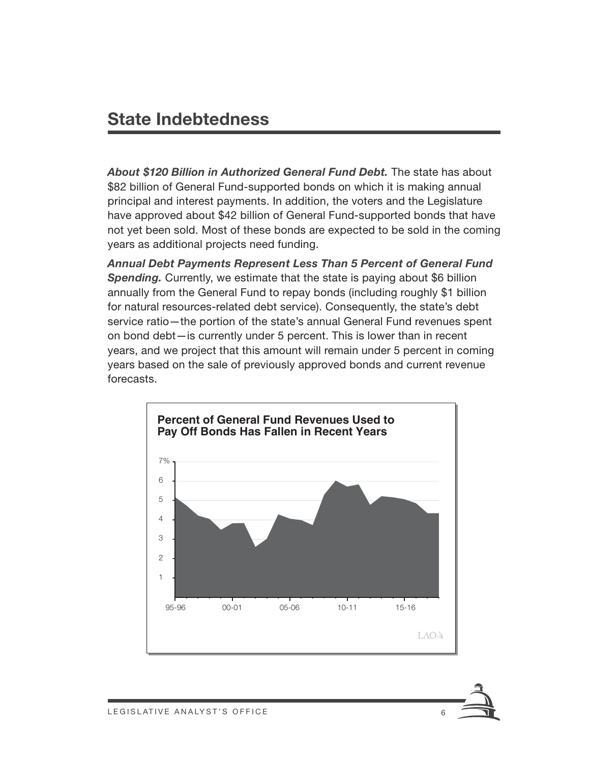## State Indebtedness

***About $120 Billion in Authorized General Fund Debt.*** The state has about $82 billion of General Fund-supported bonds on which it is making annual principal and interest payments. In addition, the voters and the Legislature have approved about $42 billion of General Fund-supported bonds that have not yet been sold. Most of these bonds are expected to be sold in the coming years as additional projects need funding.

***Annual Debt Payments Represent Less Than 5 Percent of General Fund Spending.*** Currently, we estimate that the state is paying about $6 billion annually from the General Fund to repay bonds (including roughly $1 billion for natural resources-related debt service). Consequently, the state's debt service ratio—the portion of the state's annual General Fund revenues spent on bond debt—is currently under 5 percent. This is lower than in recent years, and we project that this amount will remain under 5 percent in coming years based on the sale of previously approved bonds and current revenue forecasts.

**Percent of General Fund Revenues Used to Pay Off Bonds Has Fallen in Recent Years**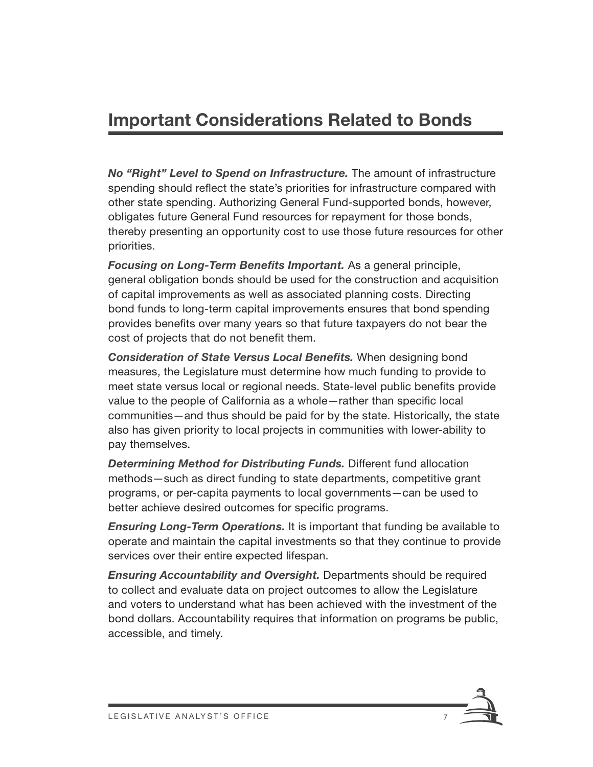# Important Considerations Related to Bonds

***No "Right" Level to Spend on Infrastructure.*** The amount of infrastructure spending should reflect the state's priorities for infrastructure compared with other state spending. Authorizing General Fund-supported bonds, however, obligates future General Fund resources for repayment for those bonds, thereby presenting an opportunity cost to use those future resources for other priorities.

***Focusing on Long-Term Benefits Important.*** As a general principle, general obligation bonds should be used for the construction and acquisition of capital improvements as well as associated planning costs. Directing bond funds to long-term capital improvements ensures that bond spending provides benefits over many years so that future taxpayers do not bear the cost of projects that do not benefit them.

***Consideration of State Versus Local Benefits.*** When designing bond measures, the Legislature must determine how much funding to provide to meet state versus local or regional needs. State-level public benefits provide value to the people of California as a whole—rather than specific local communities—and thus should be paid for by the state. Historically, the state also has given priority to local projects in communities with lower-ability to pay themselves.

***Determining Method for Distributing Funds.*** Different fund allocation methods—such as direct funding to state departments, competitive grant programs, or per-capita payments to local governments—can be used to better achieve desired outcomes for specific programs.

***Ensuring Long-Term Operations.*** It is important that funding be available to operate and maintain the capital investments so that they continue to provide services over their entire expected lifespan.

***Ensuring Accountability and Oversight.*** Departments should be required to collect and evaluate data on project outcomes to allow the Legislature and voters to understand what has been achieved with the investment of the bond dollars. Accountability requires that information on programs be public, accessible, and timely.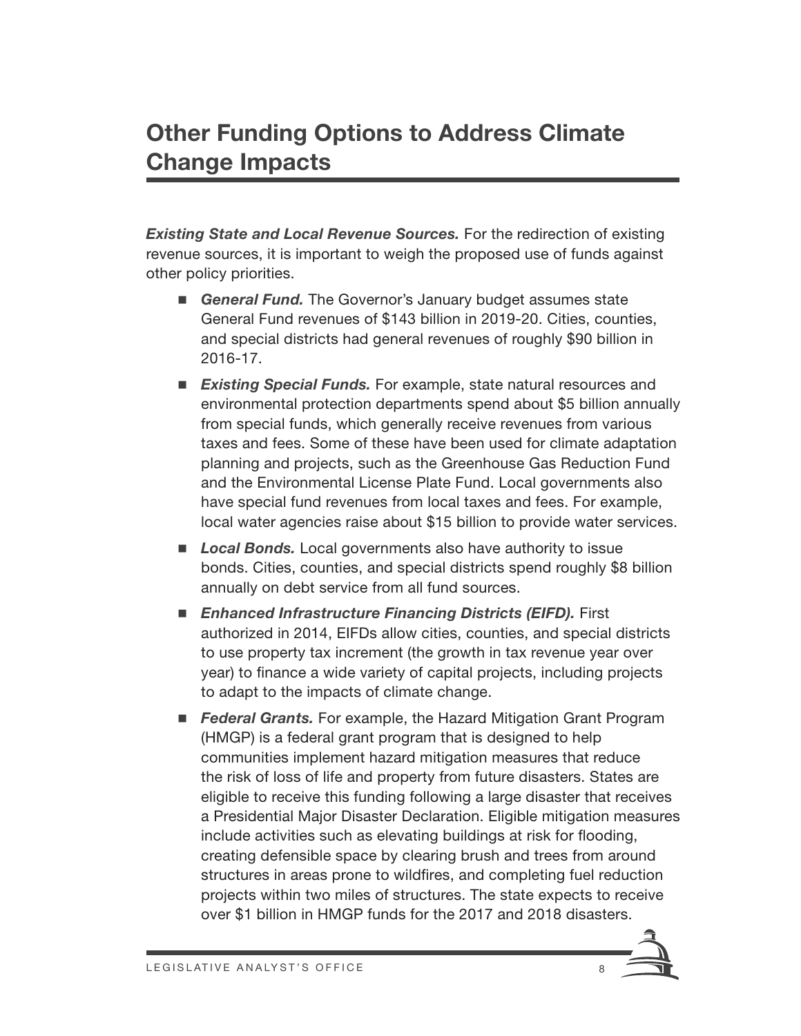# Other Funding Options to Address Climate Change Impacts

***Existing State and Local Revenue Sources.*** For the redirection of existing revenue sources, it is important to weigh the proposed use of funds against other policy priorities.

- ***General Fund.*** The Governor's January budget assumes state General Fund revenues of $143 billion in 2019-20. Cities, counties, and special districts had general revenues of roughly $90 billion in 2016-17.
- ***Existing Special Funds.*** For example, state natural resources and environmental protection departments spend about $5 billion annually from special funds, which generally receive revenues from various taxes and fees. Some of these have been used for climate adaptation planning and projects, such as the Greenhouse Gas Reduction Fund and the Environmental License Plate Fund. Local governments also have special fund revenues from local taxes and fees. For example, local water agencies raise about $15 billion to provide water services.
- ***Local Bonds.*** Local governments also have authority to issue bonds. Cities, counties, and special districts spend roughly $8 billion annually on debt service from all fund sources.
- ***Enhanced Infrastructure Financing Districts (EIFD).*** First authorized in 2014, EIFDs allow cities, counties, and special districts to use property tax increment (the growth in tax revenue year over year) to finance a wide variety of capital projects, including projects to adapt to the impacts of climate change.
- ***Federal Grants.*** For example, the Hazard Mitigation Grant Program (HMGP) is a federal grant program that is designed to help communities implement hazard mitigation measures that reduce the risk of loss of life and property from future disasters. States are eligible to receive this funding following a large disaster that receives a Presidential Major Disaster Declaration. Eligible mitigation measures include activities such as elevating buildings at risk for flooding, creating defensible space by clearing brush and trees from around structures in areas prone to wildfires, and completing fuel reduction projects within two miles of structures. The state expects to receive over $1 billion in HMGP funds for the 2017 and 2018 disasters.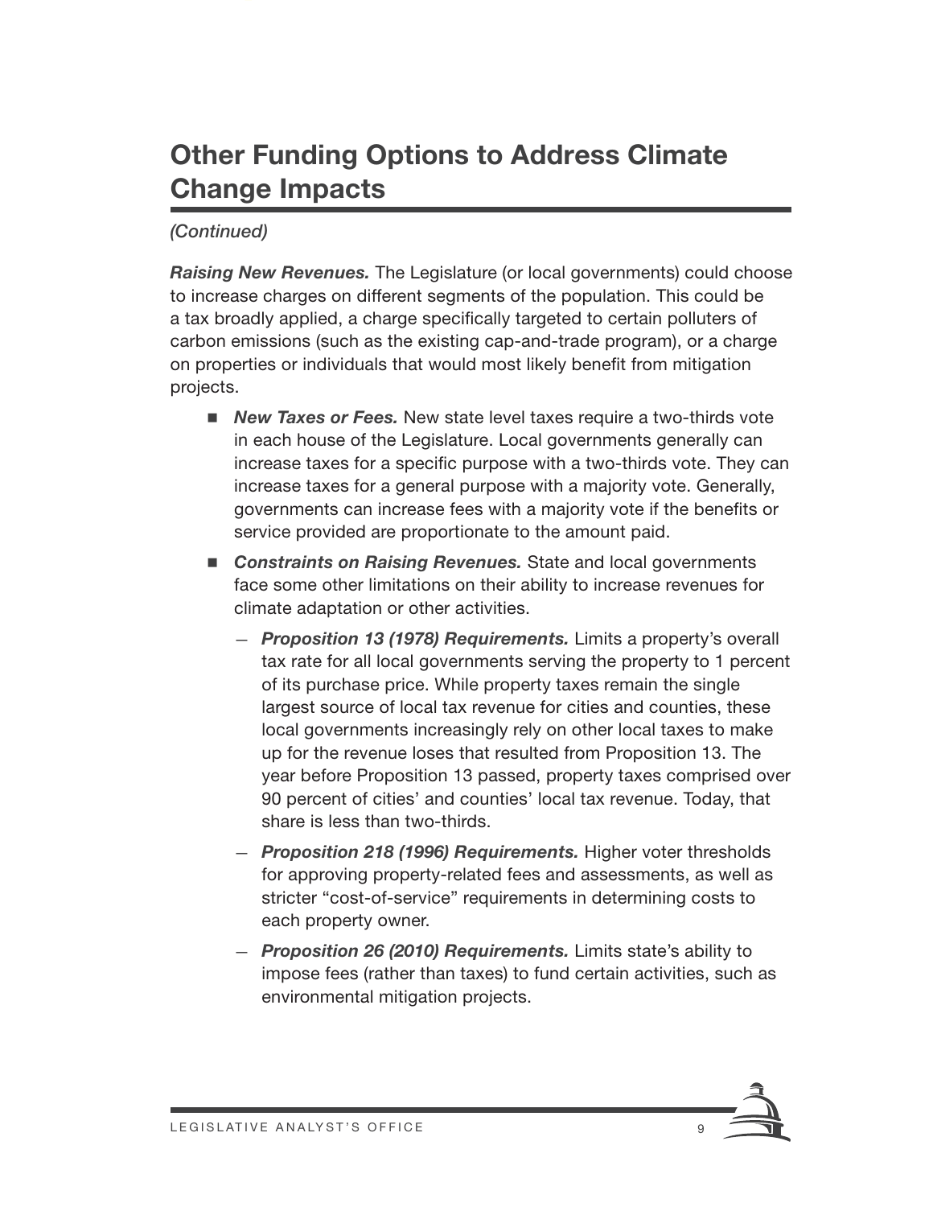# Other Funding Options to Address Climate Change Impacts

*(Continued)*

***Raising New Revenues.*** The Legislature (or local governments) could choose to increase charges on different segments of the population. This could be a tax broadly applied, a charge specifically targeted to certain polluters of carbon emissions (such as the existing cap-and-trade program), or a charge on properties or individuals that would most likely benefit from mitigation projects.

- ***New Taxes or Fees.*** New state level taxes require a two-thirds vote in each house of the Legislature. Local governments generally can increase taxes for a specific purpose with a two-thirds vote. They can increase taxes for a general purpose with a majority vote. Generally, governments can increase fees with a majority vote if the benefits or service provided are proportionate to the amount paid.
- ***Constraints on Raising Revenues.*** State and local governments face some other limitations on their ability to increase revenues for climate adaptation or other activities.
  - ***Proposition 13 (1978) Requirements.*** Limits a property's overall tax rate for all local governments serving the property to 1 percent of its purchase price. While property taxes remain the single largest source of local tax revenue for cities and counties, these local governments increasingly rely on other local taxes to make up for the revenue loses that resulted from Proposition 13. The year before Proposition 13 passed, property taxes comprised over 90 percent of cities' and counties' local tax revenue. Today, that share is less than two-thirds.
  - ***Proposition 218 (1996) Requirements.*** Higher voter thresholds for approving property-related fees and assessments, as well as stricter "cost-of-service" requirements in determining costs to each property owner.
  - ***Proposition 26 (2010) Requirements.*** Limits state's ability to impose fees (rather than taxes) to fund certain activities, such as environmental mitigation projects.